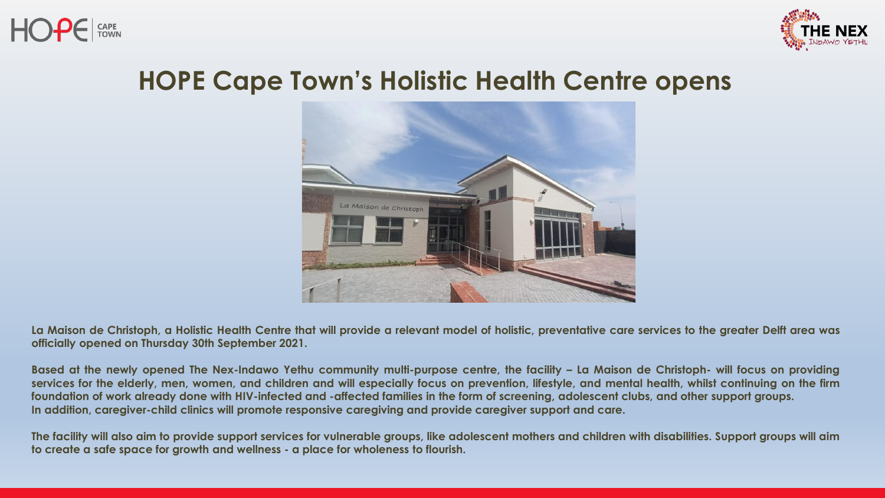# HOPE Cape Town's Holistic Health Centre opens

**La Maison de Christoph, a Holistic Health Centre that will provide a relevant model of holistic, preventative care services to the greater Delft area was officially opened on Thursday 30th September 2021.**

**Based at the newly opened The Nex-Indawo Yethu community multi-purpose centre, the facility – La Maison de Christoph- will focus on providing services for the elderly, men, women, and children and will especially focus on prevention, lifestyle, and mental health, whilst continuing on the firm foundation of work already done with HIV-infected and -affected families in the form of screening, adolescent clubs, and other support groups. In addition, caregiver-child clinics will promote responsive caregiving and provide caregiver support and care.**

**The facility will also aim to provide support services for vulnerable groups, like adolescent mothers and children with disabilities. Support groups will aim to create a safe space for growth and wellness - a place for wholeness to flourish.**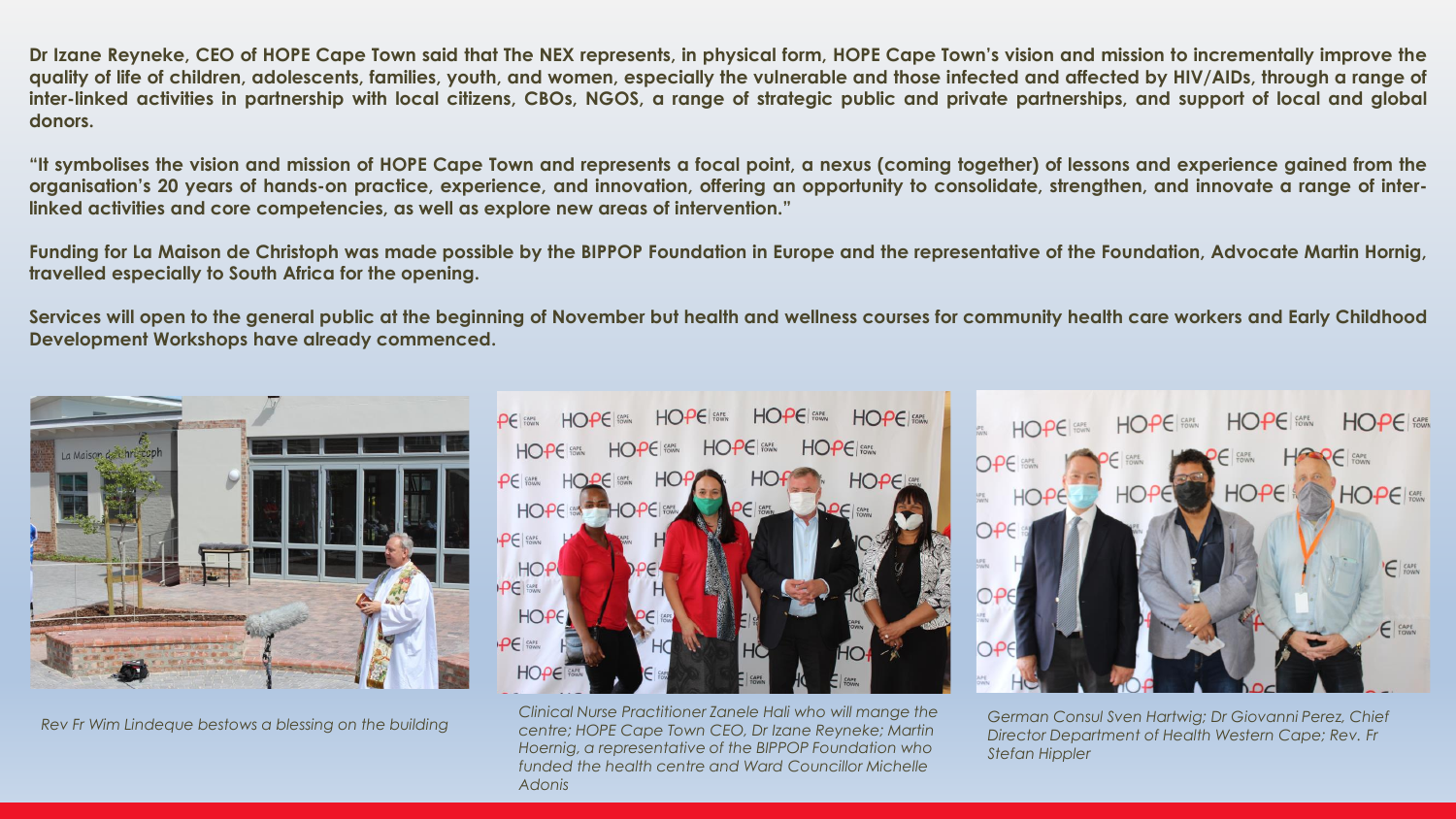**Dr Izane Reyneke, CEO of HOPE Cape Town said that The NEX represents, in physical form, HOPE Cape Town's vision and mission to incrementally improve the quality of life of children, adolescents, families, youth, and women, especially the vulnerable and those infected and affected by HIV/AIDs, through a range of inter-linked activities in partnership with local citizens, CBOs, NGOS, a range of strategic public and private partnerships, and support of local and global donors.**

**"It symbolises the vision and mission of HOPE Cape Town and represents a focal point, a nexus (coming together) of lessons and experience gained from the organisation's 20 years of hands-on practice, experience, and innovation, offering an opportunity to consolidate, strengthen, and innovate a range of inter-linked activities and core competencies, as well as explore new areas of intervention."**

**Funding for La Maison de Christoph was made possible by the BIPPOP Foundation in Europe and the representative of the Foundation, Advocate Martin Hornig, travelled especially to South Africa for the opening.**

**Services will open to the general public at the beginning of November but health and wellness courses for community health care workers and Early Childhood Development Workshops have already commenced.**

*Rev Fr Wim Lindeque bestows a blessing on the building*

*Clinical Nurse Practitioner Zanele Hali who will mange the centre; HOPE Cape Town CEO, Dr Izane Reyneke; Martin Hoernig, a representative of the BIPPOP Foundation who funded the health centre and Ward Councillor Michelle Adonis*

*German Consul Sven Hartwig; Dr Giovanni Perez, Chief Director Department of Health Western Cape; Rev. Fr Stefan Hippler*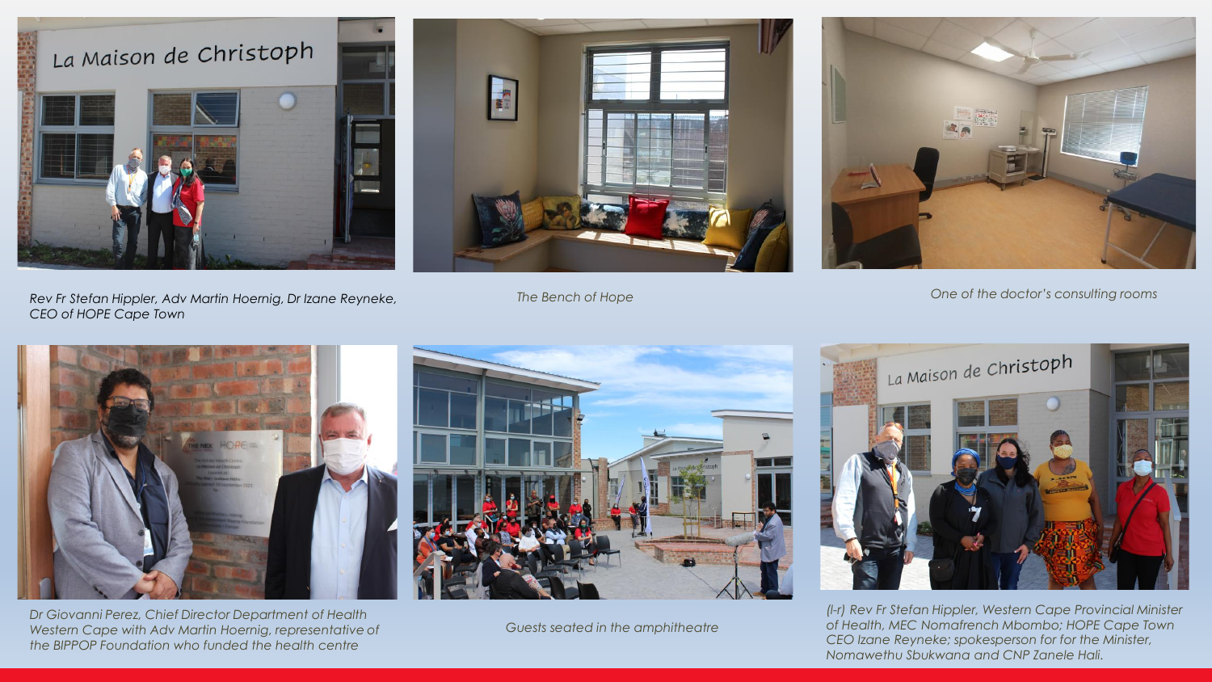Rev Fr Stefan Hippler, Adv Martin Hoernig, Dr Izane Reyneke, CEO of HOPE Cape Town

The Bench of Hope

One of the doctor's consulting rooms

Dr Giovanni Perez, Chief Director Department of Health Western Cape with Adv Martin Hoernig, representative of the BIPPOP Foundation who funded the health centre

Guests seated in the amphitheatre

(l-r) Rev Fr Stefan Hippler, Western Cape Provincial Minister of Health, MEC Nomafrench Mbombo; HOPE Cape Town CEO Izane Reyneke; spokesperson for for the Minister, Nomawethu Sbukwana and CNP Zanele Hali.